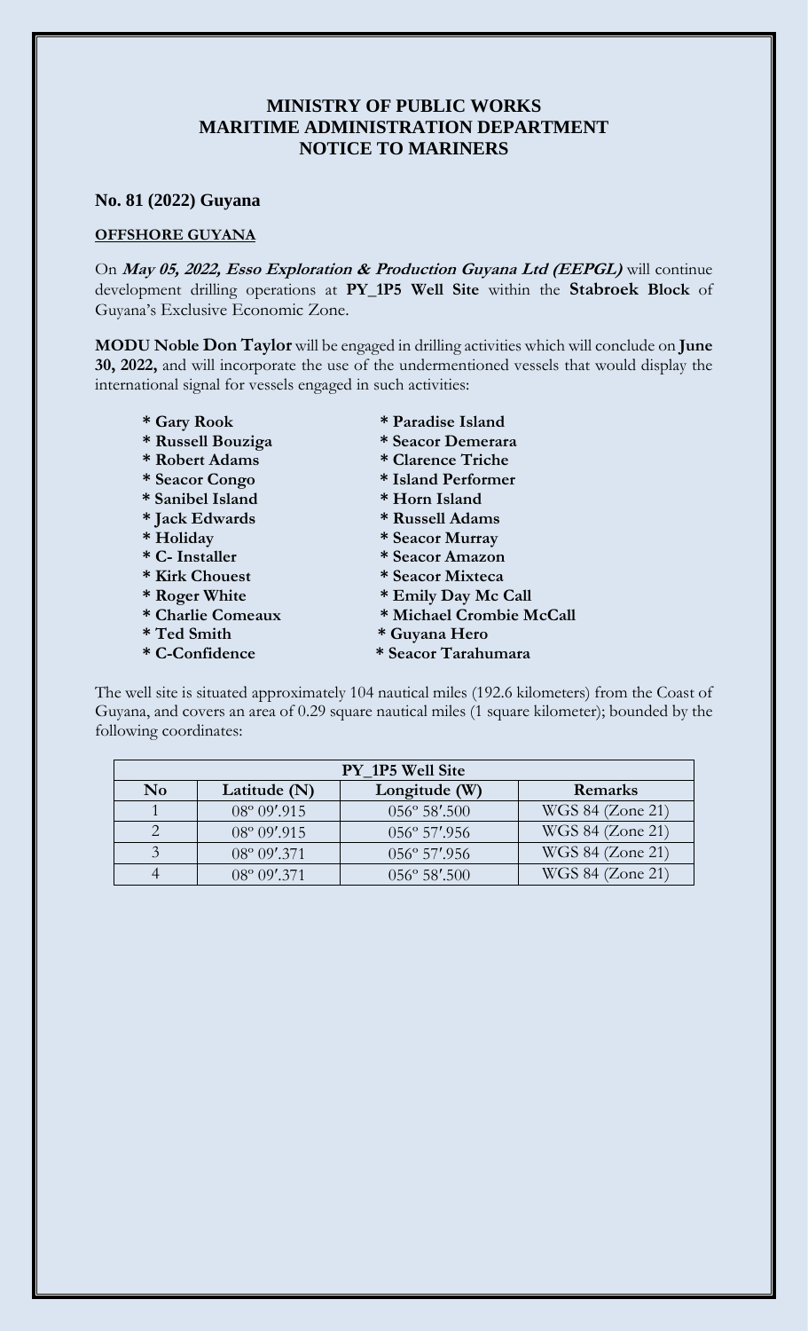# MINISTRY OF PUBLIC WORKS
# MARITIME ADMINISTRATION DEPARTMENT
# NOTICE TO MARINERS

**No. 81 (2022) Guyana**

**OFFSHORE GUYANA**

On ***May 05, 2022, Esso Exploration & Production Guyana Ltd (EEPGL)*** will continue development drilling operations at **PY_1P5 Well Site** within the **Stabroek Block** of Guyana's Exclusive Economic Zone.

**MODU Noble Don Taylor** will be engaged in drilling activities which will conclude on **June 30, 2022,** and will incorporate the use of the undermentioned vessels that would display the international signal for vessels engaged in such activities:

- **Gary Rook**
- **Russell Bouziga**
- **Robert Adams**
- **Seacor Congo**
- **Sanibel Island**
- **Jack Edwards**
- **Holiday**
- **C- Installer**
- **Kirk Chouest**
- **Roger White**
- **Charlie Comeaux**
- **Ted Smith**
- **C-Confidence**
- **Paradise Island**
- **Seacor Demerara**
- **Clarence Triche**
- **Island Performer**
- **Horn Island**
- **Russell Adams**
- **Seacor Murray**
- **Seacor Amazon**
- **Seacor Mixteca**
- **Emily Day Mc Call**
- **Michael Crombie McCall**
- **Guyana Hero**
- **Seacor Tarahumara**

The well site is situated approximately 104 nautical miles (192.6 kilometers) from the Coast of Guyana, and covers an area of 0.29 square nautical miles (1 square kilometer); bounded by the following coordinates:

| PY_1P5 Well Site | | | |
|---|---|---|---|
| **No** | **Latitude (N)** | **Longitude (W)** | **Remarks** |
| 1 | 08º 09′.915 | 056º 58′.500 | WGS 84 (Zone 21) |
| 2 | 08º 09′.915 | 056º 57′.956 | WGS 84 (Zone 21) |
| 3 | 08º 09′.371 | 056º 57′.956 | WGS 84 (Zone 21) |
| 4 | 08º 09′.371 | 056º 58′.500 | WGS 84 (Zone 21) |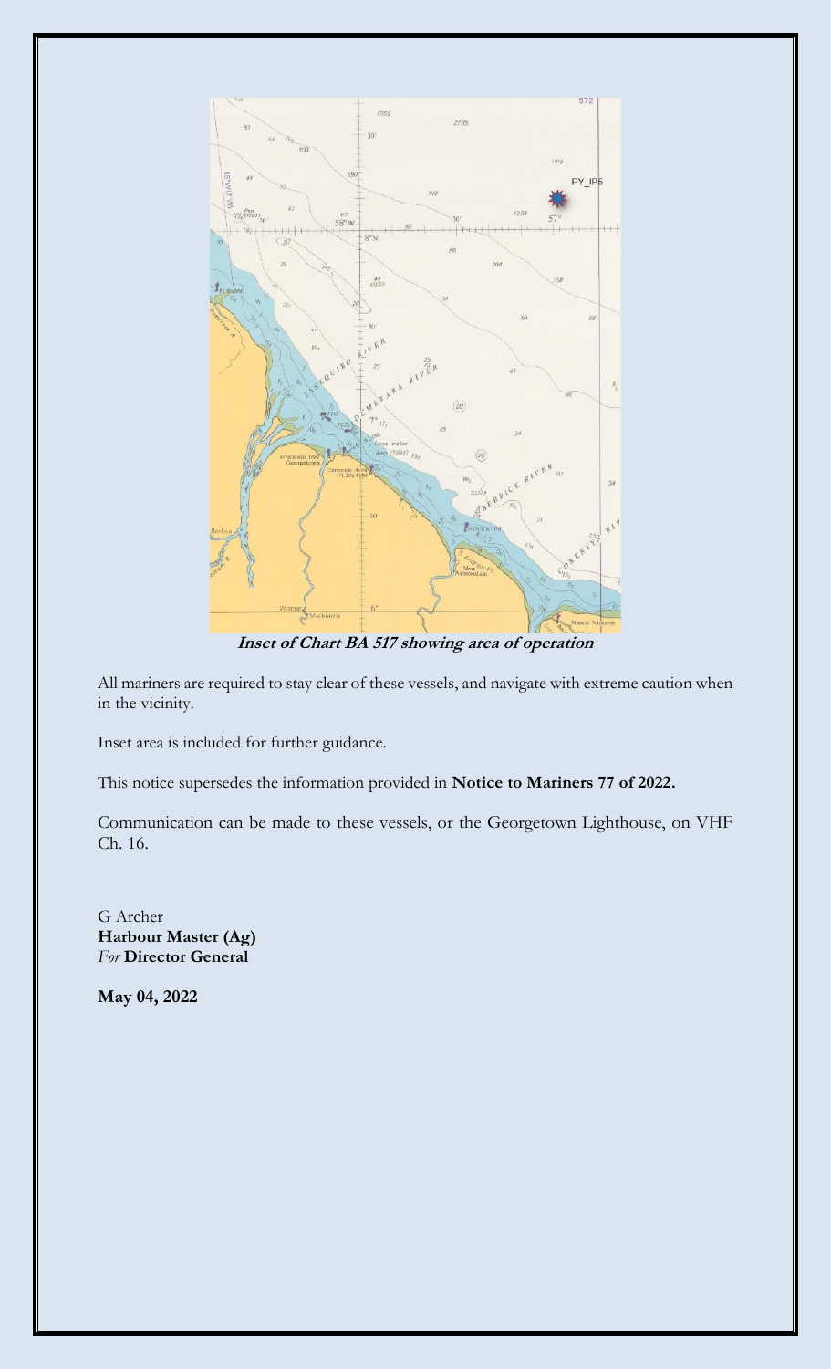**Inset of Chart BA 517 showing area of operation**

All mariners are required to stay clear of these vessels, and navigate with extreme caution when in the vicinity.

Inset area is included for further guidance.

This notice supersedes the information provided in **Notice to Mariners 77 of 2022.**

Communication can be made to these vessels, or the Georgetown Lighthouse, on VHF Ch. 16.

G Archer
**Harbour Master (Ag)**
*For* **Director General**

**May 04, 2022**